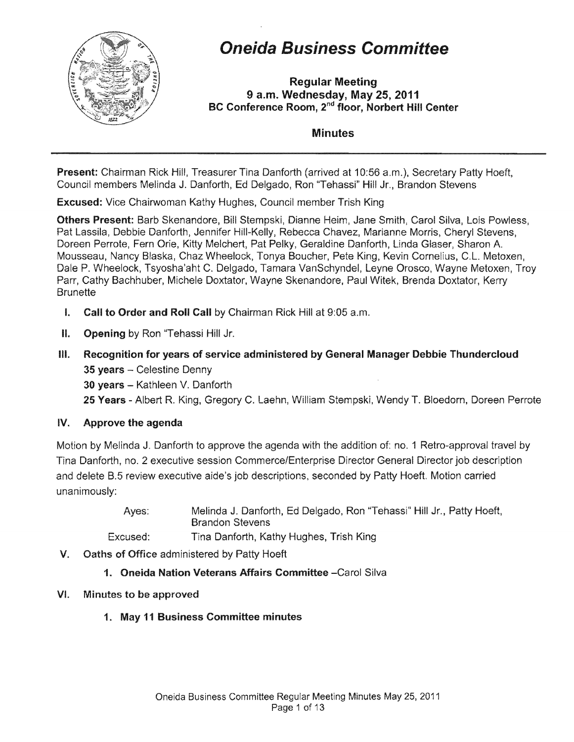# Oneida Business Committee

**Regular Meeting**
**9 a.m. Wednesday, May 25, 2011**
**BC Conference Room, 2nd floor, Norbert Hill Center**

**Minutes**

---

**Present:** Chairman Rick Hill, Treasurer Tina Danforth (arrived at 10:56 a.m.), Secretary Patty Hoeft, Council members Melinda J. Danforth, Ed Delgado, Ron "Tehassi" Hill Jr., Brandon Stevens

**Excused:** Vice Chairwoman Kathy Hughes, Council member Trish King

**Others Present:** Barb Skenandore, Bill Stempski, Dianne Heim, Jane Smith, Carol Silva, Lois Powless, Pat Lassila, Debbie Danforth, Jennifer Hill-Kelly, Rebecca Chavez, Marianne Morris, Cheryl Stevens, Doreen Perrote, Fern Orie, Kitty Melchert, Pat Pelky, Geraldine Danforth, Linda Glaser, Sharon A. Mousseau, Nancy Blaska, Chaz Wheelock, Tonya Boucher, Pete King, Kevin Cornelius, C.L. Metoxen, Dale P. Wheelock, Tsyosha'aht C. Delgado, Tamara VanSchyndel, Leyne Orosco, Wayne Metoxen, Troy Parr, Cathy Bachhuber, Michele Doxtator, Wayne Skenandore, Paul Witek, Brenda Doxtator, Kerry Brunette

I. **Call to Order and Roll Call** by Chairman Rick Hill at 9:05 a.m.

II. **Opening** by Ron "Tehassi Hill Jr.

III. **Recognition for years of service administered by General Manager Debbie Thundercloud**

**35 years** – Celestine Denny

**30 years** – Kathleen V. Danforth

**25 Years** - Albert R. King, Gregory C. Laehn, William Stempski, Wendy T. Bloedorn, Doreen Perrote

IV. **Approve the agenda**

Motion by Melinda J. Danforth to approve the agenda with the addition of: no. 1 Retro-approval travel by Tina Danforth, no. 2 executive session Commerce/Enterprise Director General Director job description and delete B.5 review executive aide's job descriptions, seconded by Patty Hoeft. Motion carried unanimously:

| | |
|---|---|
| Ayes: | Melinda J. Danforth, Ed Delgado, Ron "Tehassi" Hill Jr., Patty Hoeft, Brandon Stevens |
| Excused: | Tina Danforth, Kathy Hughes, Trish King |

V. **Oaths of Office** administered by Patty Hoeft

1. **Oneida Nation Veterans Affairs Committee** –Carol Silva

VI. **Minutes to be approved**

1. **May 11 Business Committee minutes**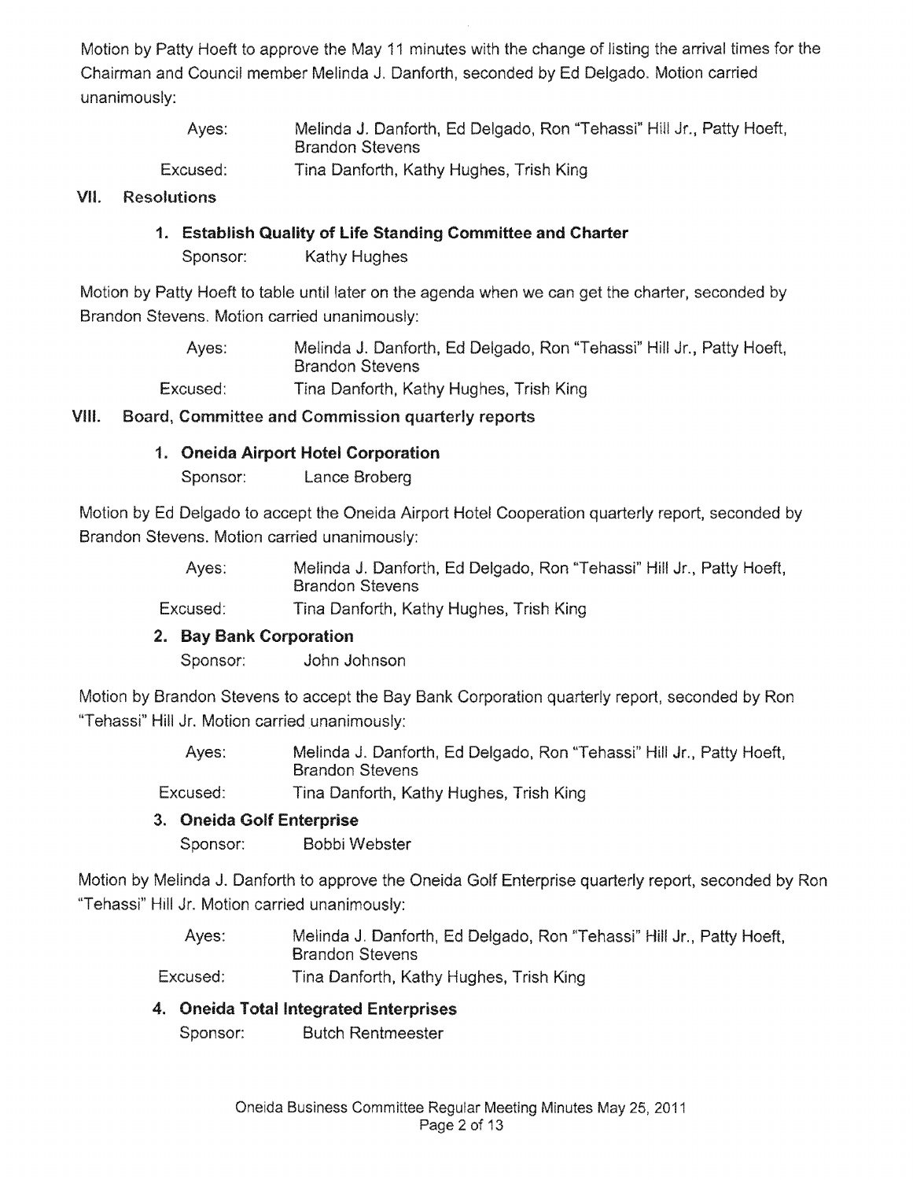Motion by Patty Hoeft to approve the May 11 minutes with the change of listing the arrival times for the Chairman and Council member Melinda J. Danforth, seconded by Ed Delgado. Motion carried unanimously:

| | |
|---|---|
| Ayes: | Melinda J. Danforth, Ed Delgado, Ron "Tehassi" Hill Jr., Patty Hoeft, Brandon Stevens |
| Excused: | Tina Danforth, Kathy Hughes, Trish King |

## VII. Resolutions

### 1. Establish Quality of Life Standing Committee and Charter

Sponsor: Kathy Hughes

Motion by Patty Hoeft to table until later on the agenda when we can get the charter, seconded by Brandon Stevens. Motion carried unanimously:

| | |
|---|---|
| Ayes: | Melinda J. Danforth, Ed Delgado, Ron "Tehassi" Hill Jr., Patty Hoeft, Brandon Stevens |
| Excused: | Tina Danforth, Kathy Hughes, Trish King |

## VIII. Board, Committee and Commission quarterly reports

### 1. Oneida Airport Hotel Corporation

Sponsor: Lance Broberg

Motion by Ed Delgado to accept the Oneida Airport Hotel Cooperation quarterly report, seconded by Brandon Stevens. Motion carried unanimously:

| | |
|---|---|
| Ayes: | Melinda J. Danforth, Ed Delgado, Ron "Tehassi" Hill Jr., Patty Hoeft, Brandon Stevens |
| Excused: | Tina Danforth, Kathy Hughes, Trish King |

### 2. Bay Bank Corporation

Sponsor: John Johnson

Motion by Brandon Stevens to accept the Bay Bank Corporation quarterly report, seconded by Ron "Tehassi" Hill Jr. Motion carried unanimously:

| | |
|---|---|
| Ayes: | Melinda J. Danforth, Ed Delgado, Ron "Tehassi" Hill Jr., Patty Hoeft, Brandon Stevens |
| Excused: | Tina Danforth, Kathy Hughes, Trish King |

### 3. Oneida Golf Enterprise

Sponsor: Bobbi Webster

Motion by Melinda J. Danforth to approve the Oneida Golf Enterprise quarterly report, seconded by Ron "Tehassi" Hill Jr. Motion carried unanimously:

| | |
|---|---|
| Ayes: | Melinda J. Danforth, Ed Delgado, Ron "Tehassi" Hill Jr., Patty Hoeft, Brandon Stevens |
| Excused: | Tina Danforth, Kathy Hughes, Trish King |

### 4. Oneida Total Integrated Enterprises

Sponsor: Butch Rentmeester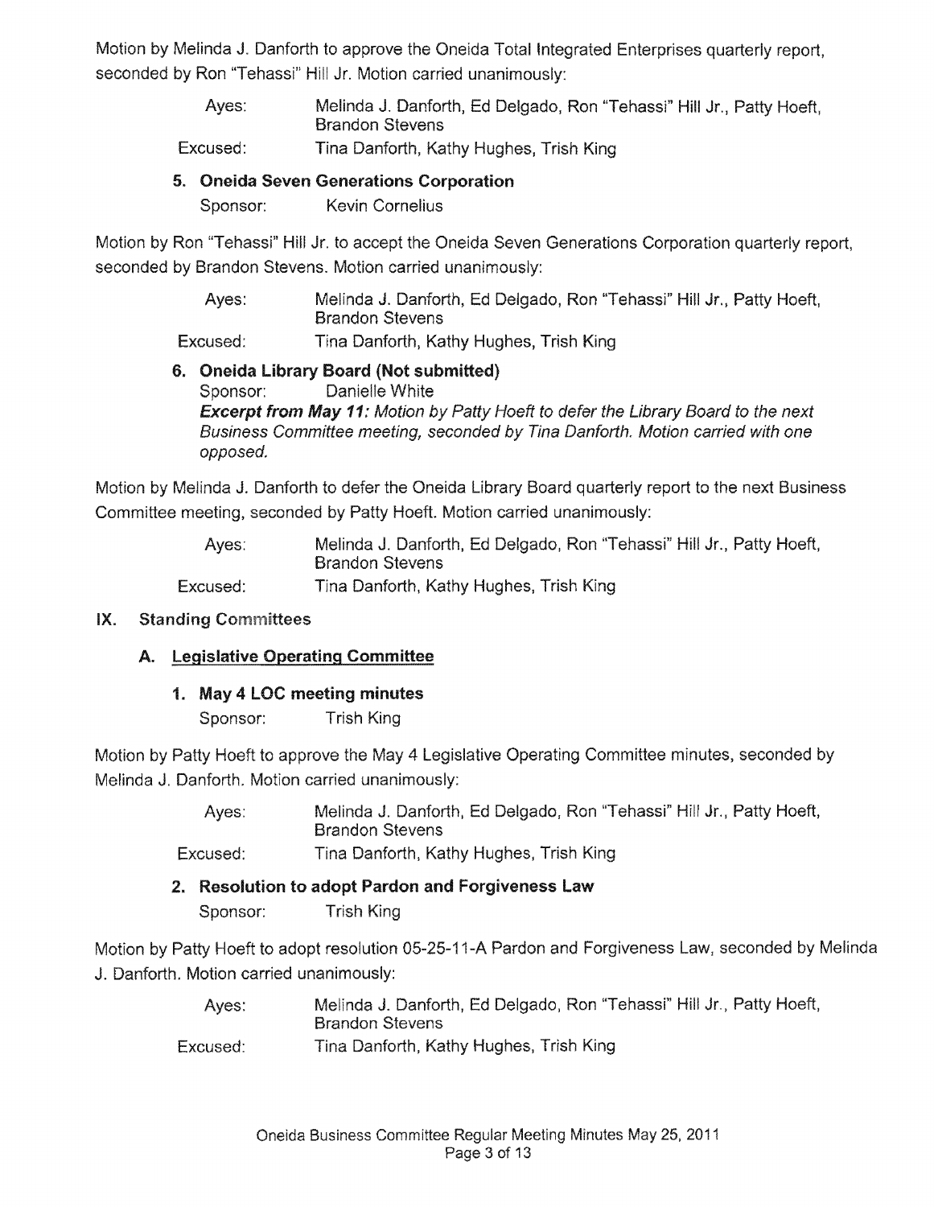Motion by Melinda J. Danforth to approve the Oneida Total Integrated Enterprises quarterly report, seconded by Ron "Tehassi" Hill Jr. Motion carried unanimously:

| | |
|---|---|
| Ayes: | Melinda J. Danforth, Ed Delgado, Ron "Tehassi" Hill Jr., Patty Hoeft, Brandon Stevens |
| Excused: | Tina Danforth, Kathy Hughes, Trish King |

**5. Oneida Seven Generations Corporation**

Sponsor: Kevin Cornelius

Motion by Ron "Tehassi" Hill Jr. to accept the Oneida Seven Generations Corporation quarterly report, seconded by Brandon Stevens. Motion carried unanimously:

| | |
|---|---|
| Ayes: | Melinda J. Danforth, Ed Delgado, Ron "Tehassi" Hill Jr., Patty Hoeft, Brandon Stevens |
| Excused: | Tina Danforth, Kathy Hughes, Trish King |

**6. Oneida Library Board (Not submitted)**

Sponsor: Danielle White

***Excerpt from May 11:*** *Motion by Patty Hoeft to defer the Library Board to the next Business Committee meeting, seconded by Tina Danforth. Motion carried with one opposed.*

Motion by Melinda J. Danforth to defer the Oneida Library Board quarterly report to the next Business Committee meeting, seconded by Patty Hoeft. Motion carried unanimously:

| | |
|---|---|
| Ayes: | Melinda J. Danforth, Ed Delgado, Ron "Tehassi" Hill Jr., Patty Hoeft, Brandon Stevens |
| Excused: | Tina Danforth, Kathy Hughes, Trish King |

## IX. Standing Committees

### A. Legislative Operating Committee

**1. May 4 LOC meeting minutes**

Sponsor: Trish King

Motion by Patty Hoeft to approve the May 4 Legislative Operating Committee minutes, seconded by Melinda J. Danforth. Motion carried unanimously:

| | |
|---|---|
| Ayes: | Melinda J. Danforth, Ed Delgado, Ron "Tehassi" Hill Jr., Patty Hoeft, Brandon Stevens |
| Excused: | Tina Danforth, Kathy Hughes, Trish King |

**2. Resolution to adopt Pardon and Forgiveness Law**

Sponsor: Trish King

Motion by Patty Hoeft to adopt resolution 05-25-11-A Pardon and Forgiveness Law, seconded by Melinda J. Danforth. Motion carried unanimously:

| | |
|---|---|
| Ayes: | Melinda J. Danforth, Ed Delgado, Ron "Tehassi" Hill Jr., Patty Hoeft, Brandon Stevens |
| Excused: | Tina Danforth, Kathy Hughes, Trish King |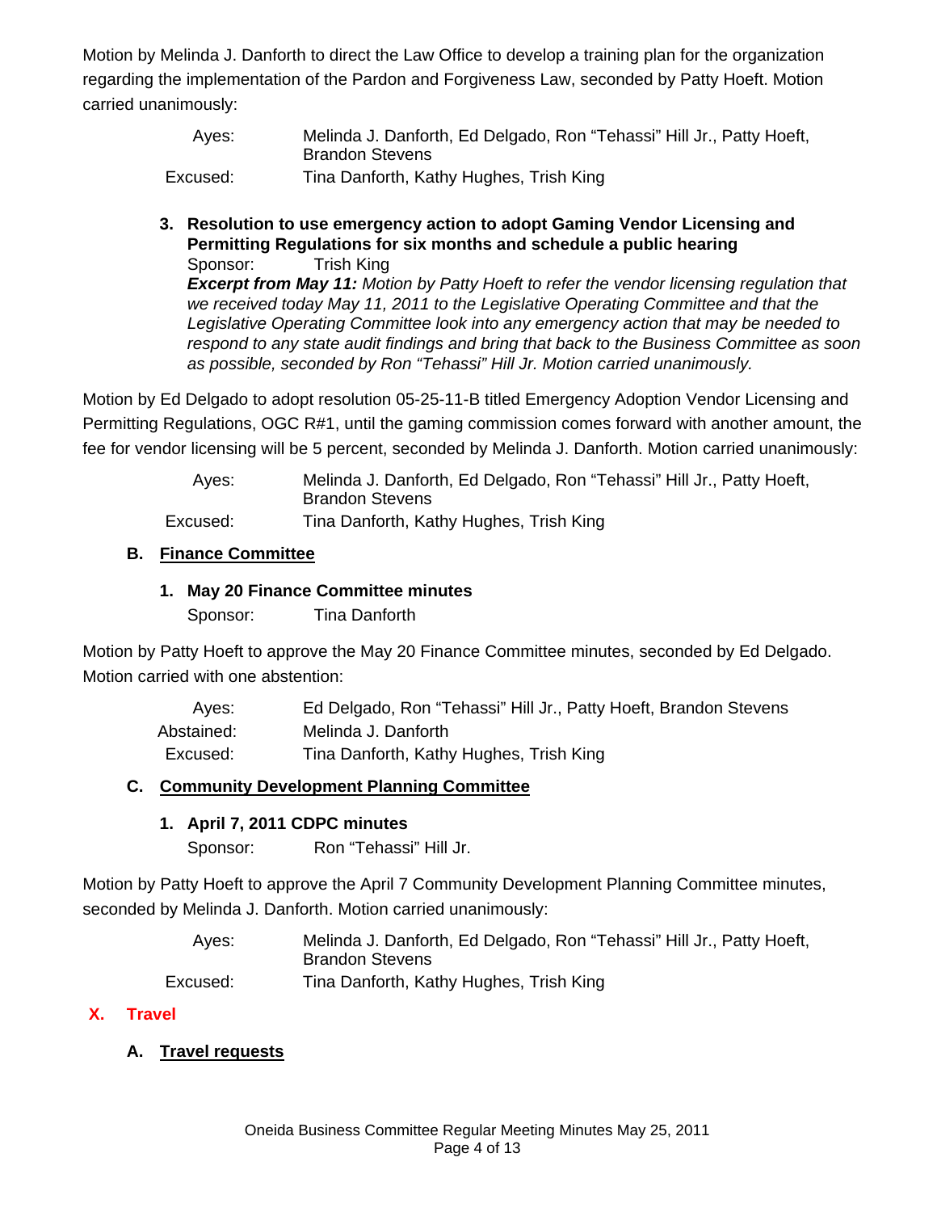Motion by Melinda J. Danforth to direct the Law Office to develop a training plan for the organization regarding the implementation of the Pardon and Forgiveness Law, seconded by Patty Hoeft. Motion carried unanimously:

| | |
|---|---|
| Ayes: | Melinda J. Danforth, Ed Delgado, Ron "Tehassi" Hill Jr., Patty Hoeft, Brandon Stevens |
| Excused: | Tina Danforth, Kathy Hughes, Trish King |

3. **Resolution to use emergency action to adopt Gaming Vendor Licensing and Permitting Regulations for six months and schedule a public hearing**
   Sponsor: Trish King
   ***Excerpt from May 11:*** *Motion by Patty Hoeft to refer the vendor licensing regulation that we received today May 11, 2011 to the Legislative Operating Committee and that the Legislative Operating Committee look into any emergency action that may be needed to respond to any state audit findings and bring that back to the Business Committee as soon as possible, seconded by Ron "Tehassi" Hill Jr. Motion carried unanimously.*

Motion by Ed Delgado to adopt resolution 05-25-11-B titled Emergency Adoption Vendor Licensing and Permitting Regulations, OGC R#1, until the gaming commission comes forward with another amount, the fee for vendor licensing will be 5 percent, seconded by Melinda J. Danforth. Motion carried unanimously:

| | |
|---|---|
| Ayes: | Melinda J. Danforth, Ed Delgado, Ron "Tehassi" Hill Jr., Patty Hoeft, Brandon Stevens |
| Excused: | Tina Danforth, Kathy Hughes, Trish King |

### B. Finance Committee

1. **May 20 Finance Committee minutes**
   Sponsor: Tina Danforth

Motion by Patty Hoeft to approve the May 20 Finance Committee minutes, seconded by Ed Delgado. Motion carried with one abstention:

| | |
|---|---|
| Ayes: | Ed Delgado, Ron "Tehassi" Hill Jr., Patty Hoeft, Brandon Stevens |
| Abstained: | Melinda J. Danforth |
| Excused: | Tina Danforth, Kathy Hughes, Trish King |

### C. Community Development Planning Committee

1. **April 7, 2011 CDPC minutes**
   Sponsor: Ron "Tehassi" Hill Jr.

Motion by Patty Hoeft to approve the April 7 Community Development Planning Committee minutes, seconded by Melinda J. Danforth. Motion carried unanimously:

| | |
|---|---|
| Ayes: | Melinda J. Danforth, Ed Delgado, Ron "Tehassi" Hill Jr., Patty Hoeft, Brandon Stevens |
| Excused: | Tina Danforth, Kathy Hughes, Trish King |

## X. Travel

### A. Travel requests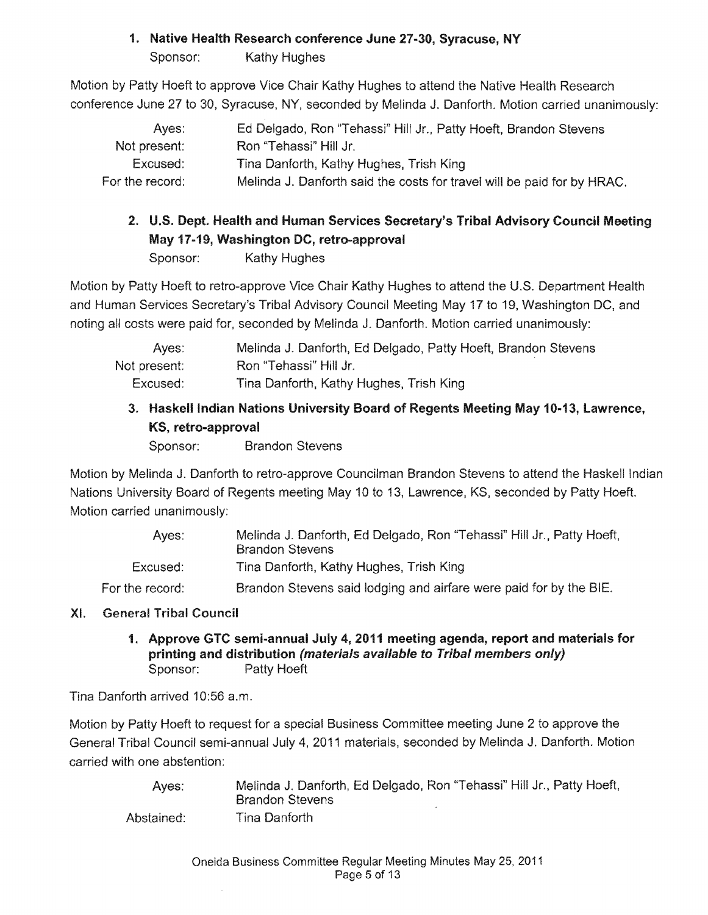### 1. Native Health Research conference June 27-30, Syracuse, NY

Sponsor: Kathy Hughes

Motion by Patty Hoeft to approve Vice Chair Kathy Hughes to attend the Native Health Research conference June 27 to 30, Syracuse, NY, seconded by Melinda J. Danforth. Motion carried unanimously:

| | |
|---|---|
| Ayes: | Ed Delgado, Ron "Tehassi" Hill Jr., Patty Hoeft, Brandon Stevens |
| Not present: | Ron "Tehassi" Hill Jr. |
| Excused: | Tina Danforth, Kathy Hughes, Trish King |
| For the record: | Melinda J. Danforth said the costs for travel will be paid for by HRAC. |

### 2. U.S. Dept. Health and Human Services Secretary's Tribal Advisory Council Meeting May 17-19, Washington DC, retro-approval

Sponsor: Kathy Hughes

Motion by Patty Hoeft to retro-approve Vice Chair Kathy Hughes to attend the U.S. Department Health and Human Services Secretary's Tribal Advisory Council Meeting May 17 to 19, Washington DC, and noting all costs were paid for, seconded by Melinda J. Danforth. Motion carried unanimously:

| | |
|---|---|
| Ayes: | Melinda J. Danforth, Ed Delgado, Patty Hoeft, Brandon Stevens |
| Not present: | Ron "Tehassi" Hill Jr. |
| Excused: | Tina Danforth, Kathy Hughes, Trish King |

### 3. Haskell Indian Nations University Board of Regents Meeting May 10-13, Lawrence, KS, retro-approval

Sponsor: Brandon Stevens

Motion by Melinda J. Danforth to retro-approve Councilman Brandon Stevens to attend the Haskell Indian Nations University Board of Regents meeting May 10 to 13, Lawrence, KS, seconded by Patty Hoeft. Motion carried unanimously:

| | |
|---|---|
| Ayes: | Melinda J. Danforth, Ed Delgado, Ron "Tehassi" Hill Jr., Patty Hoeft, Brandon Stevens |
| Excused: | Tina Danforth, Kathy Hughes, Trish King |
| For the record: | Brandon Stevens said lodging and airfare were paid for by the BIE. |

## XI. General Tribal Council

### 1. Approve GTC semi-annual July 4, 2011 meeting agenda, report and materials for printing and distribution *(materials available to Tribal members only)*

Sponsor: Patty Hoeft

Tina Danforth arrived 10:56 a.m.

Motion by Patty Hoeft to request for a special Business Committee meeting June 2 to approve the General Tribal Council semi-annual July 4, 2011 materials, seconded by Melinda J. Danforth. Motion carried with one abstention:

| | |
|---|---|
| Ayes: | Melinda J. Danforth, Ed Delgado, Ron "Tehassi" Hill Jr., Patty Hoeft, Brandon Stevens |
| Abstained: | Tina Danforth |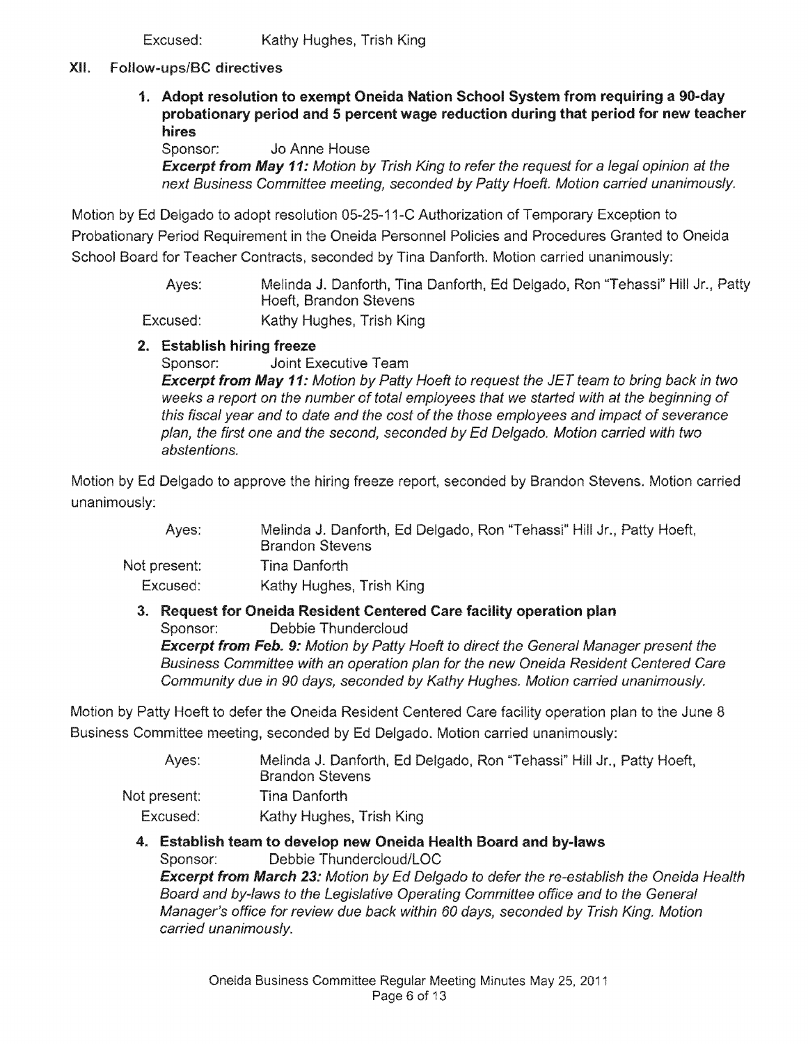Excused: Kathy Hughes, Trish King

## XII. Follow-ups/BC directives

**1. Adopt resolution to exempt Oneida Nation School System from requiring a 90-day probationary period and 5 percent wage reduction during that period for new teacher hires**

Sponsor: Jo Anne House

***Excerpt from May 11:*** *Motion by Trish King to refer the request for a legal opinion at the next Business Committee meeting, seconded by Patty Hoeft. Motion carried unanimously.*

Motion by Ed Delgado to adopt resolution 05-25-11-C Authorization of Temporary Exception to Probationary Period Requirement in the Oneida Personnel Policies and Procedures Granted to Oneida School Board for Teacher Contracts, seconded by Tina Danforth. Motion carried unanimously:

Ayes: Melinda J. Danforth, Tina Danforth, Ed Delgado, Ron "Tehassi" Hill Jr., Patty Hoeft, Brandon Stevens

Excused: Kathy Hughes, Trish King

**2. Establish hiring freeze**

Sponsor: Joint Executive Team

***Excerpt from May 11:*** *Motion by Patty Hoeft to request the JET team to bring back in two weeks a report on the number of total employees that we started with at the beginning of this fiscal year and to date and the cost of the those employees and impact of severance plan, the first one and the second, seconded by Ed Delgado. Motion carried with two abstentions.*

Motion by Ed Delgado to approve the hiring freeze report, seconded by Brandon Stevens. Motion carried unanimously:

Ayes: Melinda J. Danforth, Ed Delgado, Ron "Tehassi" Hill Jr., Patty Hoeft, Brandon Stevens

Not present: Tina Danforth

Excused: Kathy Hughes, Trish King

**3. Request for Oneida Resident Centered Care facility operation plan**

Sponsor: Debbie Thundercloud

***Excerpt from Feb. 9:*** *Motion by Patty Hoeft to direct the General Manager present the Business Committee with an operation plan for the new Oneida Resident Centered Care Community due in 90 days, seconded by Kathy Hughes. Motion carried unanimously.*

Motion by Patty Hoeft to defer the Oneida Resident Centered Care facility operation plan to the June 8 Business Committee meeting, seconded by Ed Delgado. Motion carried unanimously:

Ayes: Melinda J. Danforth, Ed Delgado, Ron "Tehassi" Hill Jr., Patty Hoeft, Brandon Stevens

Not present: Tina Danforth

Excused: Kathy Hughes, Trish King

**4. Establish team to develop new Oneida Health Board and by-laws**

Sponsor: Debbie Thundercloud/LOC

***Excerpt from March 23:*** *Motion by Ed Delgado to defer the re-establish the Oneida Health Board and by-laws to the Legislative Operating Committee office and to the General Manager's office for review due back within 60 days, seconded by Trish King. Motion carried unanimously.*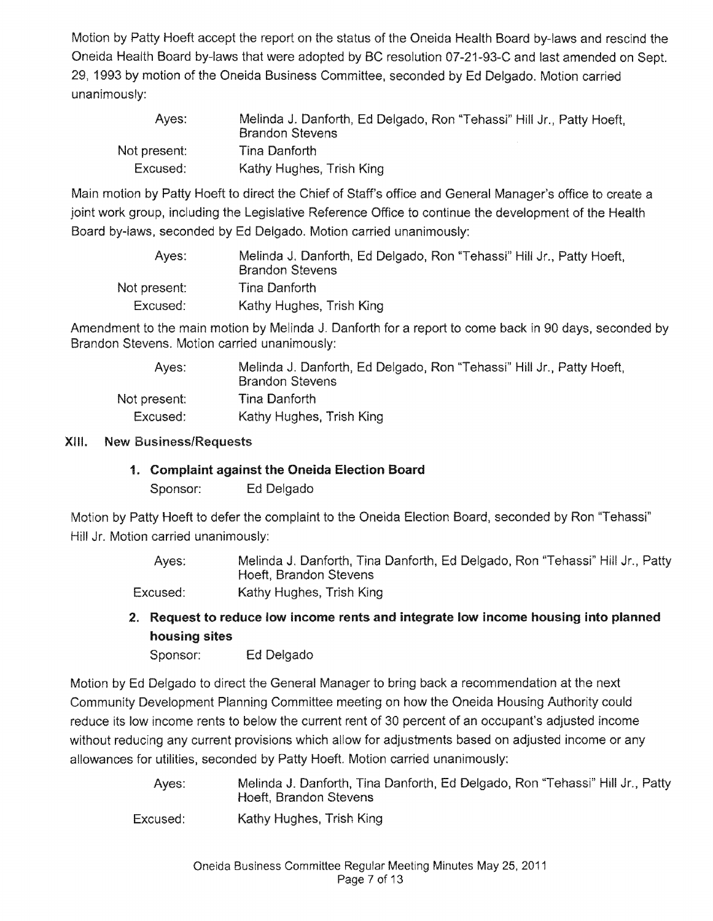Motion by Patty Hoeft accept the report on the status of the Oneida Health Board by-laws and rescind the Oneida Health Board by-laws that were adopted by BC resolution 07-21-93-C and last amended on Sept. 29, 1993 by motion of the Oneida Business Committee, seconded by Ed Delgado. Motion carried unanimously:

| | |
|---|---|
| Ayes: | Melinda J. Danforth, Ed Delgado, Ron "Tehassi" Hill Jr., Patty Hoeft, Brandon Stevens |
| Not present: | Tina Danforth |
| Excused: | Kathy Hughes, Trish King |

Main motion by Patty Hoeft to direct the Chief of Staff's office and General Manager's office to create a joint work group, including the Legislative Reference Office to continue the development of the Health Board by-laws, seconded by Ed Delgado. Motion carried unanimously:

| | |
|---|---|
| Ayes: | Melinda J. Danforth, Ed Delgado, Ron "Tehassi" Hill Jr., Patty Hoeft, Brandon Stevens |
| Not present: | Tina Danforth |
| Excused: | Kathy Hughes, Trish King |

Amendment to the main motion by Melinda J. Danforth for a report to come back in 90 days, seconded by Brandon Stevens. Motion carried unanimously:

| | |
|---|---|
| Ayes: | Melinda J. Danforth, Ed Delgado, Ron "Tehassi" Hill Jr., Patty Hoeft, Brandon Stevens |
| Not present: | Tina Danforth |
| Excused: | Kathy Hughes, Trish King |

## XIII. New Business/Requests

### 1. Complaint against the Oneida Election Board

Sponsor: Ed Delgado

Motion by Patty Hoeft to defer the complaint to the Oneida Election Board, seconded by Ron "Tehassi" Hill Jr. Motion carried unanimously:

| | |
|---|---|
| Ayes: | Melinda J. Danforth, Tina Danforth, Ed Delgado, Ron "Tehassi" Hill Jr., Patty Hoeft, Brandon Stevens |
| Excused: | Kathy Hughes, Trish King |

### 2. Request to reduce low income rents and integrate low income housing into planned housing sites

Sponsor: Ed Delgado

Motion by Ed Delgado to direct the General Manager to bring back a recommendation at the next Community Development Planning Committee meeting on how the Oneida Housing Authority could reduce its low income rents to below the current rent of 30 percent of an occupant's adjusted income without reducing any current provisions which allow for adjustments based on adjusted income or any allowances for utilities, seconded by Patty Hoeft. Motion carried unanimously:

| | |
|---|---|
| Ayes: | Melinda J. Danforth, Tina Danforth, Ed Delgado, Ron "Tehassi" Hill Jr., Patty Hoeft, Brandon Stevens |
| Excused: | Kathy Hughes, Trish King |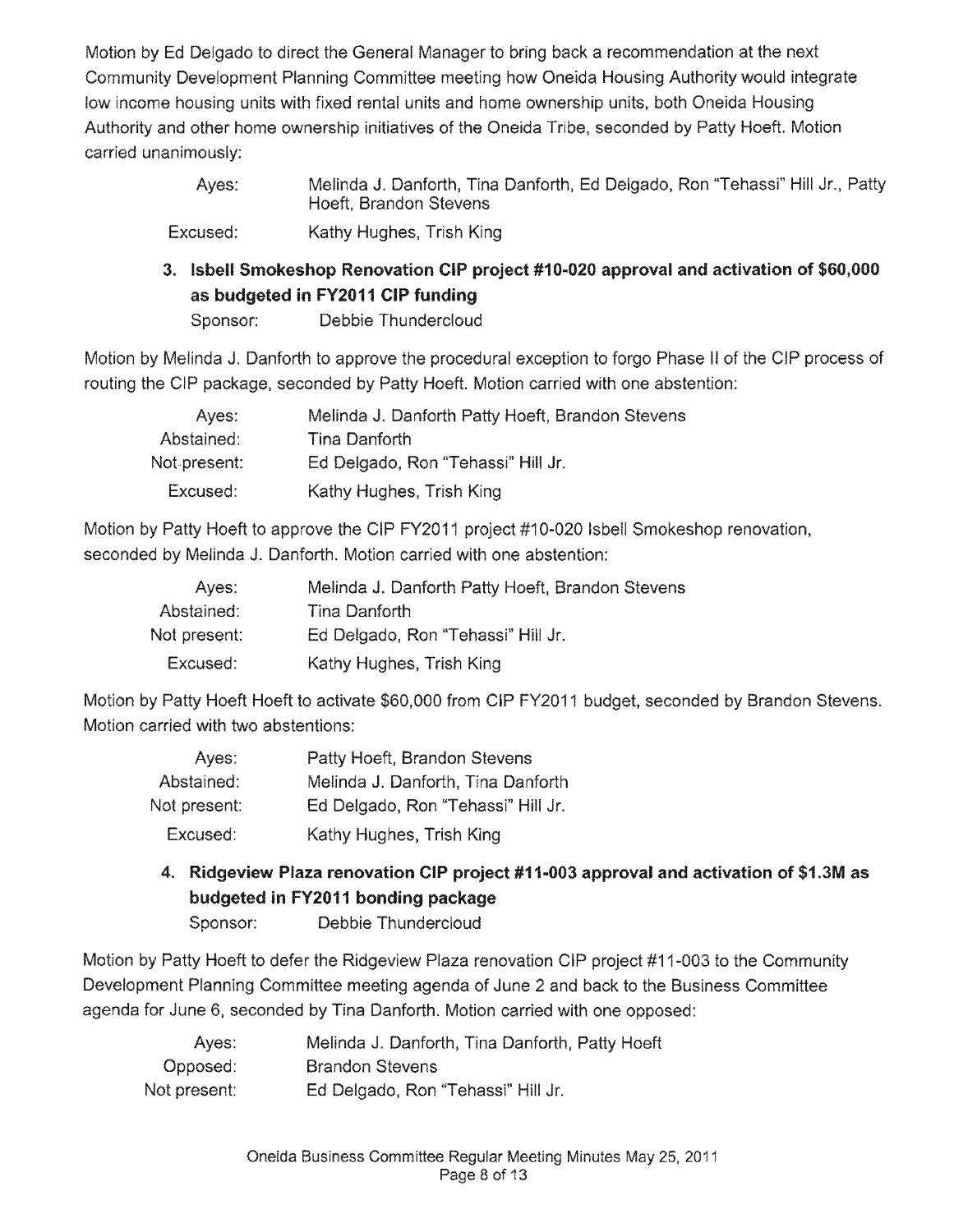Motion by Ed Delgado to direct the General Manager to bring back a recommendation at the next Community Development Planning Committee meeting how Oneida Housing Authority would integrate low income housing units with fixed rental units and home ownership units, both Oneida Housing Authority and other home ownership initiatives of the Oneida Tribe, seconded by Patty Hoeft. Motion carried unanimously:

| | |
|---|---|
| Ayes: | Melinda J. Danforth, Tina Danforth, Ed Delgado, Ron "Tehassi" Hill Jr., Patty Hoeft, Brandon Stevens |
| Excused: | Kathy Hughes, Trish King |

**3. Isbell Smokeshop Renovation CIP project #10-020 approval and activation of $60,000 as budgeted in FY2011 CIP funding**

Sponsor: Debbie Thundercloud

Motion by Melinda J. Danforth to approve the procedural exception to forgo Phase II of the CIP process of routing the CIP package, seconded by Patty Hoeft. Motion carried with one abstention:

| | |
|---|---|
| Ayes: | Melinda J. Danforth Patty Hoeft, Brandon Stevens |
| Abstained: | Tina Danforth |
| Not present: | Ed Delgado, Ron "Tehassi" Hill Jr. |
| Excused: | Kathy Hughes, Trish King |

Motion by Patty Hoeft to approve the CIP FY2011 project #10-020 Isbell Smokeshop renovation, seconded by Melinda J. Danforth. Motion carried with one abstention:

| | |
|---|---|
| Ayes: | Melinda J. Danforth Patty Hoeft, Brandon Stevens |
| Abstained: | Tina Danforth |
| Not present: | Ed Delgado, Ron "Tehassi" Hill Jr. |
| Excused: | Kathy Hughes, Trish King |

Motion by Patty Hoeft Hoeft to activate $60,000 from CIP FY2011 budget, seconded by Brandon Stevens. Motion carried with two abstentions:

| | |
|---|---|
| Ayes: | Patty Hoeft, Brandon Stevens |
| Abstained: | Melinda J. Danforth, Tina Danforth |
| Not present: | Ed Delgado, Ron "Tehassi" Hill Jr. |
| Excused: | Kathy Hughes, Trish King |

**4. Ridgeview Plaza renovation CIP project #11-003 approval and activation of $1.3M as budgeted in FY2011 bonding package**

Sponsor: Debbie Thundercloud

Motion by Patty Hoeft to defer the Ridgeview Plaza renovation CIP project #11-003 to the Community Development Planning Committee meeting agenda of June 2 and back to the Business Committee agenda for June 6, seconded by Tina Danforth. Motion carried with one opposed:

| | |
|---|---|
| Ayes: | Melinda J. Danforth, Tina Danforth, Patty Hoeft |
| Opposed: | Brandon Stevens |
| Not present: | Ed Delgado, Ron "Tehassi" Hill Jr. |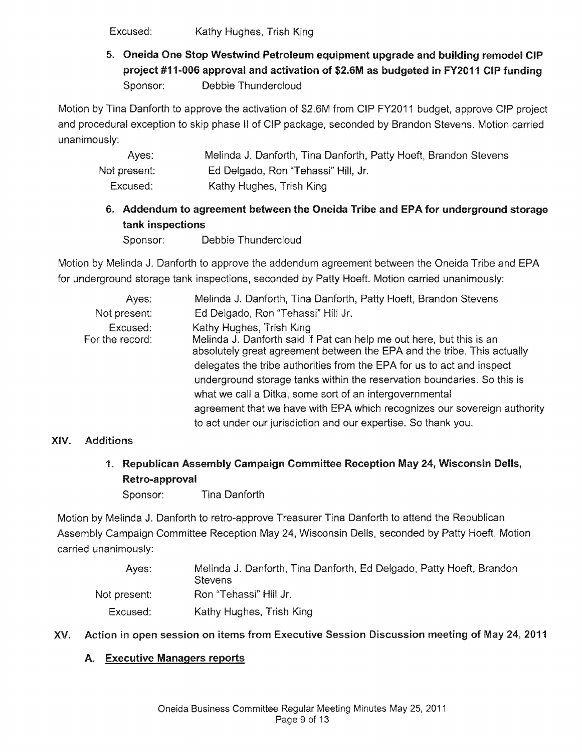Excused: Kathy Hughes, Trish King

**5. Oneida One Stop Westwind Petroleum equipment upgrade and building remodel CIP project #11-006 approval and activation of $2.6M as budgeted in FY2011 CIP funding**

Sponsor: Debbie Thundercloud

Motion by Tina Danforth to approve the activation of $2.6M from CIP FY2011 budget, approve CIP project and procedural exception to skip phase II of CIP package, seconded by Brandon Stevens. Motion carried unanimously:

| | |
|---|---|
| Ayes: | Melinda J. Danforth, Tina Danforth, Patty Hoeft, Brandon Stevens |
| Not present: | Ed Delgado, Ron "Tehassi" Hill, Jr. |
| Excused: | Kathy Hughes, Trish King |

**6. Addendum to agreement between the Oneida Tribe and EPA for underground storage tank inspections**

Sponsor: Debbie Thundercloud

Motion by Melinda J. Danforth to approve the addendum agreement between the Oneida Tribe and EPA for underground storage tank inspections, seconded by Patty Hoeft. Motion carried unanimously:

| | |
|---|---|
| Ayes: | Melinda J. Danforth, Tina Danforth, Patty Hoeft, Brandon Stevens |
| Not present: | Ed Delgado, Ron "Tehassi" Hill Jr. |
| Excused: | Kathy Hughes, Trish King |
| For the record: | Melinda J. Danforth said if Pat can help me out here, but this is an absolutely great agreement between the EPA and the tribe. This actually delegates the tribe authorities from the EPA for us to act and inspect underground storage tanks within the reservation boundaries. So this is what we call a Ditka, some sort of an intergovernmental agreement that we have with EPA which recognizes our sovereign authority to act under our jurisdiction and our expertise. So thank you. |

## XIV. Additions

**1. Republican Assembly Campaign Committee Reception May 24, Wisconsin Dells, Retro-approval**

Sponsor: Tina Danforth

Motion by Melinda J. Danforth to retro-approve Treasurer Tina Danforth to attend the Republican Assembly Campaign Committee Reception May 24, Wisconsin Dells, seconded by Patty Hoeft. Motion carried unanimously:

| | |
|---|---|
| Ayes: | Melinda J. Danforth, Tina Danforth, Ed Delgado, Patty Hoeft, Brandon Stevens |
| Not present: | Ron "Tehassi" Hill Jr. |
| Excused: | Kathy Hughes, Trish King |

## XV. Action in open session on items from Executive Session Discussion meeting of May 24, 2011

### A. Executive Managers reports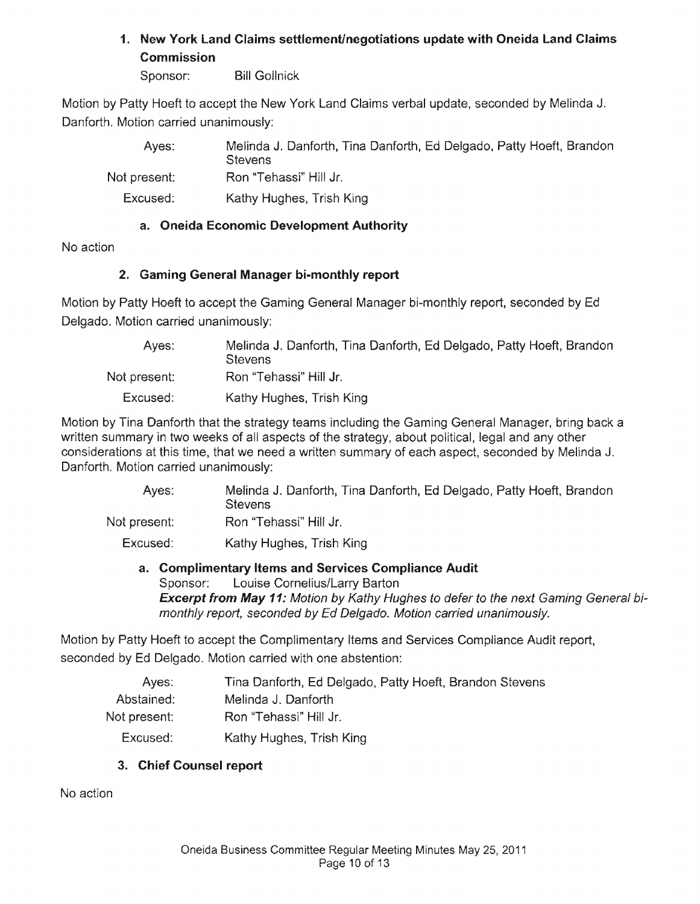**1. New York Land Claims settlement/negotiations update with Oneida Land Claims Commission**

Sponsor: Bill Gollnick

Motion by Patty Hoeft to accept the New York Land Claims verbal update, seconded by Melinda J. Danforth. Motion carried unanimously:

| | |
|---|---|
| Ayes: | Melinda J. Danforth, Tina Danforth, Ed Delgado, Patty Hoeft, Brandon Stevens |
| Not present: | Ron "Tehassi" Hill Jr. |
| Excused: | Kathy Hughes, Trish King |

**a. Oneida Economic Development Authority**

No action

**2. Gaming General Manager bi-monthly report**

Motion by Patty Hoeft to accept the Gaming General Manager bi-monthly report, seconded by Ed Delgado. Motion carried unanimously:

| | |
|---|---|
| Ayes: | Melinda J. Danforth, Tina Danforth, Ed Delgado, Patty Hoeft, Brandon Stevens |
| Not present: | Ron "Tehassi" Hill Jr. |
| Excused: | Kathy Hughes, Trish King |

Motion by Tina Danforth that the strategy teams including the Gaming General Manager, bring back a written summary in two weeks of all aspects of the strategy, about political, legal and any other considerations at this time, that we need a written summary of each aspect, seconded by Melinda J. Danforth. Motion carried unanimously:

| | |
|---|---|
| Ayes: | Melinda J. Danforth, Tina Danforth, Ed Delgado, Patty Hoeft, Brandon Stevens |
| Not present: | Ron "Tehassi" Hill Jr. |
| Excused: | Kathy Hughes, Trish King |

**a. Complimentary Items and Services Compliance Audit**

Sponsor: Louise Cornelius/Larry Barton

***Excerpt from May 11:*** *Motion by Kathy Hughes to defer to the next Gaming General bi-monthly report, seconded by Ed Delgado. Motion carried unanimously.*

Motion by Patty Hoeft to accept the Complimentary Items and Services Compliance Audit report, seconded by Ed Delgado. Motion carried with one abstention:

| | |
|---|---|
| Ayes: | Tina Danforth, Ed Delgado, Patty Hoeft, Brandon Stevens |
| Abstained: | Melinda J. Danforth |
| Not present: | Ron "Tehassi" Hill Jr. |
| Excused: | Kathy Hughes, Trish King |

**3. Chief Counsel report**

No action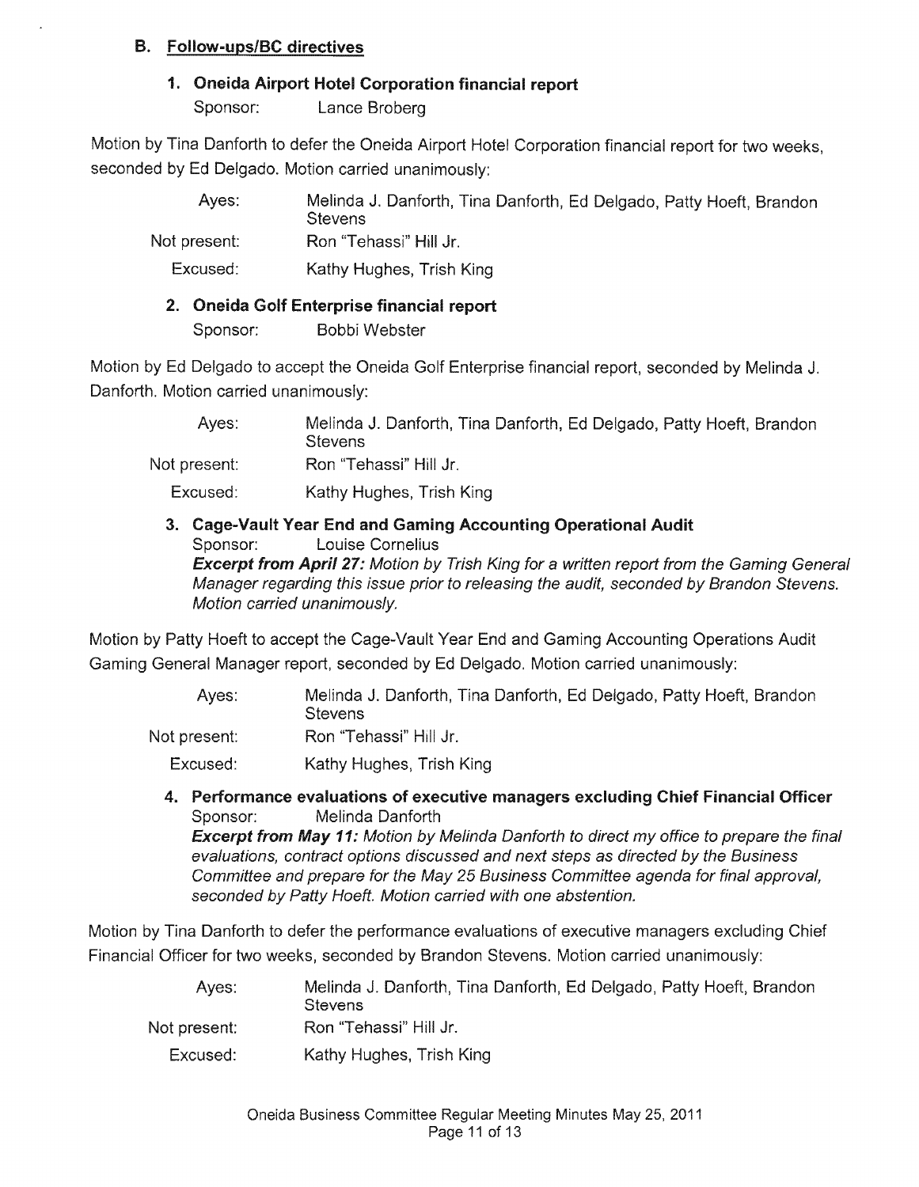## B. Follow-ups/BC directives

### 1. Oneida Airport Hotel Corporation financial report

Sponsor: Lance Broberg

Motion by Tina Danforth to defer the Oneida Airport Hotel Corporation financial report for two weeks, seconded by Ed Delgado. Motion carried unanimously:

Ayes: Melinda J. Danforth, Tina Danforth, Ed Delgado, Patty Hoeft, Brandon Stevens

Not present: Ron "Tehassi" Hill Jr.

Excused: Kathy Hughes, Trish King

### 2. Oneida Golf Enterprise financial report

Sponsor: Bobbi Webster

Motion by Ed Delgado to accept the Oneida Golf Enterprise financial report, seconded by Melinda J. Danforth. Motion carried unanimously:

Ayes: Melinda J. Danforth, Tina Danforth, Ed Delgado, Patty Hoeft, Brandon Stevens

Not present: Ron "Tehassi" Hill Jr.

Excused: Kathy Hughes, Trish King

### 3. Cage-Vault Year End and Gaming Accounting Operational Audit

Sponsor: Louise Cornelius

***Excerpt from April 27:*** *Motion by Trish King for a written report from the Gaming General Manager regarding this issue prior to releasing the audit, seconded by Brandon Stevens. Motion carried unanimously.*

Motion by Patty Hoeft to accept the Cage-Vault Year End and Gaming Accounting Operations Audit Gaming General Manager report, seconded by Ed Delgado. Motion carried unanimously:

Ayes: Melinda J. Danforth, Tina Danforth, Ed Delgado, Patty Hoeft, Brandon Stevens

Not present: Ron "Tehassi" Hill Jr.

Excused: Kathy Hughes, Trish King

### 4. Performance evaluations of executive managers excluding Chief Financial Officer

Sponsor: Melinda Danforth

***Excerpt from May 11:*** *Motion by Melinda Danforth to direct my office to prepare the final evaluations, contract options discussed and next steps as directed by the Business Committee and prepare for the May 25 Business Committee agenda for final approval, seconded by Patty Hoeft. Motion carried with one abstention.*

Motion by Tina Danforth to defer the performance evaluations of executive managers excluding Chief Financial Officer for two weeks, seconded by Brandon Stevens. Motion carried unanimously:

Ayes: Melinda J. Danforth, Tina Danforth, Ed Delgado, Patty Hoeft, Brandon Stevens

Not present: Ron "Tehassi" Hill Jr.

Excused: Kathy Hughes, Trish King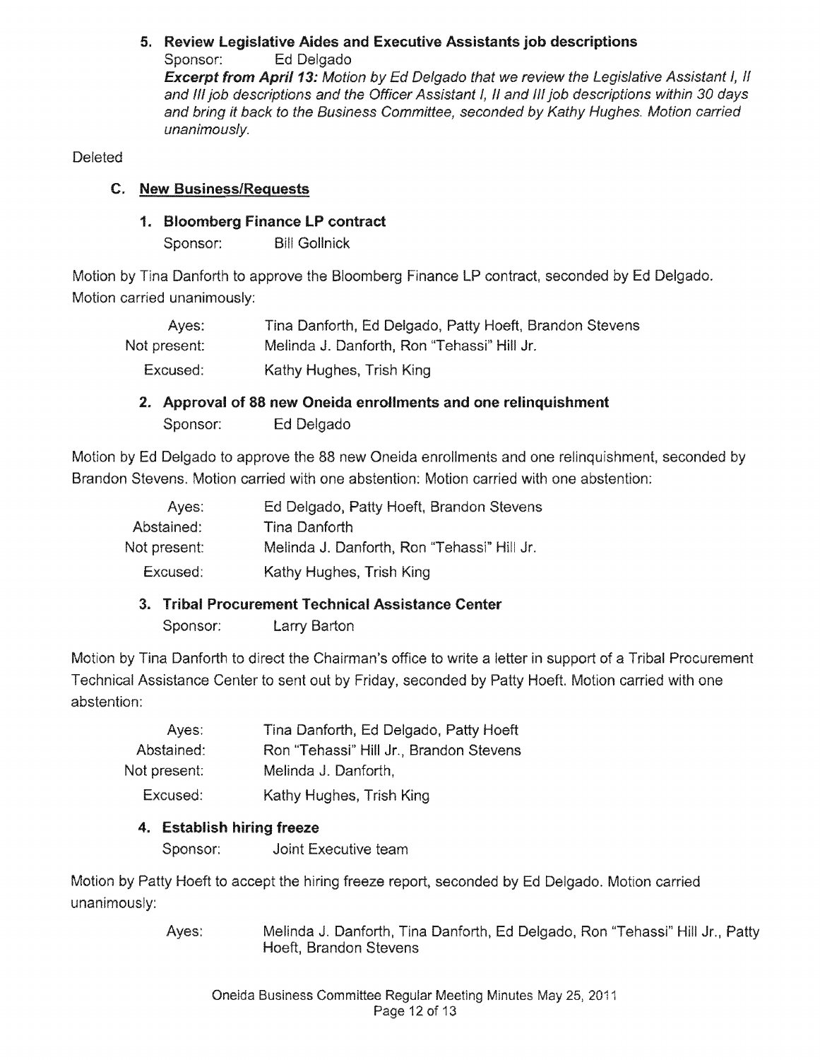**5. Review Legislative Aides and Executive Assistants job descriptions**

Sponsor: Ed Delgado

***Excerpt from April 13:*** *Motion by Ed Delgado that we review the Legislative Assistant I, II and III job descriptions and the Officer Assistant I, II and III job descriptions within 30 days and bring it back to the Business Committee, seconded by Kathy Hughes. Motion carried unanimously.*

Deleted

## C. New Business/Requests

### 1. Bloomberg Finance LP contract

Sponsor: Bill Gollnick

Motion by Tina Danforth to approve the Bloomberg Finance LP contract, seconded by Ed Delgado. Motion carried unanimously:

| | |
|---|---|
| Ayes: | Tina Danforth, Ed Delgado, Patty Hoeft, Brandon Stevens |
| Not present: | Melinda J. Danforth, Ron "Tehassi" Hill Jr. |
| Excused: | Kathy Hughes, Trish King |

### 2. Approval of 88 new Oneida enrollments and one relinquishment

Sponsor: Ed Delgado

Motion by Ed Delgado to approve the 88 new Oneida enrollments and one relinquishment, seconded by Brandon Stevens. Motion carried with one abstention: Motion carried with one abstention:

| | |
|---|---|
| Ayes: | Ed Delgado, Patty Hoeft, Brandon Stevens |
| Abstained: | Tina Danforth |
| Not present: | Melinda J. Danforth, Ron "Tehassi" Hill Jr. |
| Excused: | Kathy Hughes, Trish King |

### 3. Tribal Procurement Technical Assistance Center

Sponsor: Larry Barton

Motion by Tina Danforth to direct the Chairman's office to write a letter in support of a Tribal Procurement Technical Assistance Center to sent out by Friday, seconded by Patty Hoeft. Motion carried with one abstention:

| | |
|---|---|
| Ayes: | Tina Danforth, Ed Delgado, Patty Hoeft |
| Abstained: | Ron "Tehassi" Hill Jr., Brandon Stevens |
| Not present: | Melinda J. Danforth, |
| Excused: | Kathy Hughes, Trish King |

### 4. Establish hiring freeze

Sponsor: Joint Executive team

Motion by Patty Hoeft to accept the hiring freeze report, seconded by Ed Delgado. Motion carried unanimously:

| | |
|---|---|
| Ayes: | Melinda J. Danforth, Tina Danforth, Ed Delgado, Ron "Tehassi" Hill Jr., Patty Hoeft, Brandon Stevens |

Oneida Business Committee Regular Meeting Minutes May 25, 2011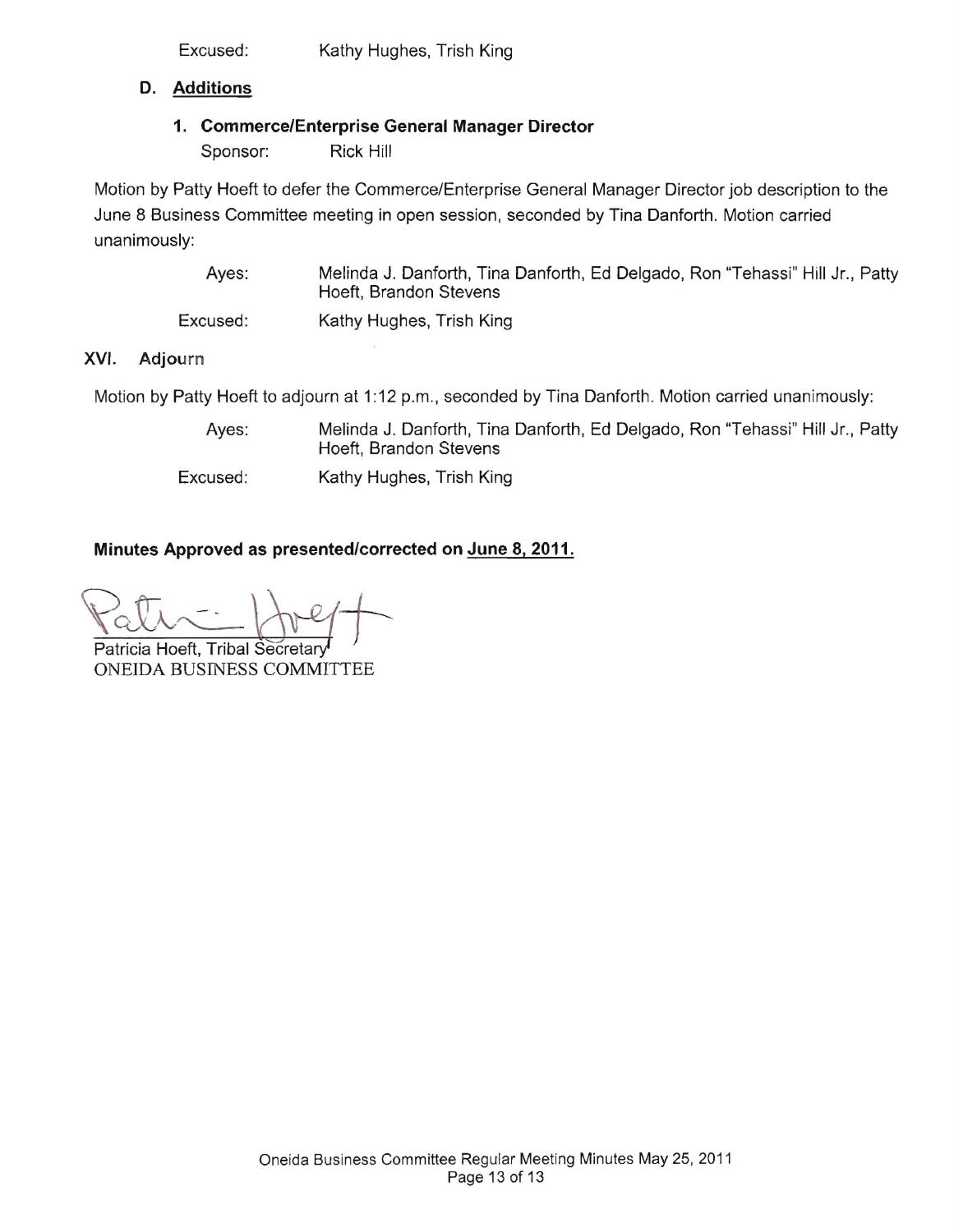Excused: Kathy Hughes, Trish King

**D. Additions**

**1. Commerce/Enterprise General Manager Director**

Sponsor: Rick Hill

Motion by Patty Hoeft to defer the Commerce/Enterprise General Manager Director job description to the June 8 Business Committee meeting in open session, seconded by Tina Danforth. Motion carried unanimously:

Ayes: Melinda J. Danforth, Tina Danforth, Ed Delgado, Ron "Tehassi" Hill Jr., Patty Hoeft, Brandon Stevens

Excused: Kathy Hughes, Trish King

## XVI. Adjourn

Motion by Patty Hoeft to adjourn at 1:12 p.m., seconded by Tina Danforth. Motion carried unanimously:

Ayes: Melinda J. Danforth, Tina Danforth, Ed Delgado, Ron "Tehassi" Hill Jr., Patty Hoeft, Brandon Stevens

Excused: Kathy Hughes, Trish King

**Minutes Approved as presented/corrected on June 8, 2011.**

Patricia Hoeft, Tribal Secretary
ONEIDA BUSINESS COMMITTEE